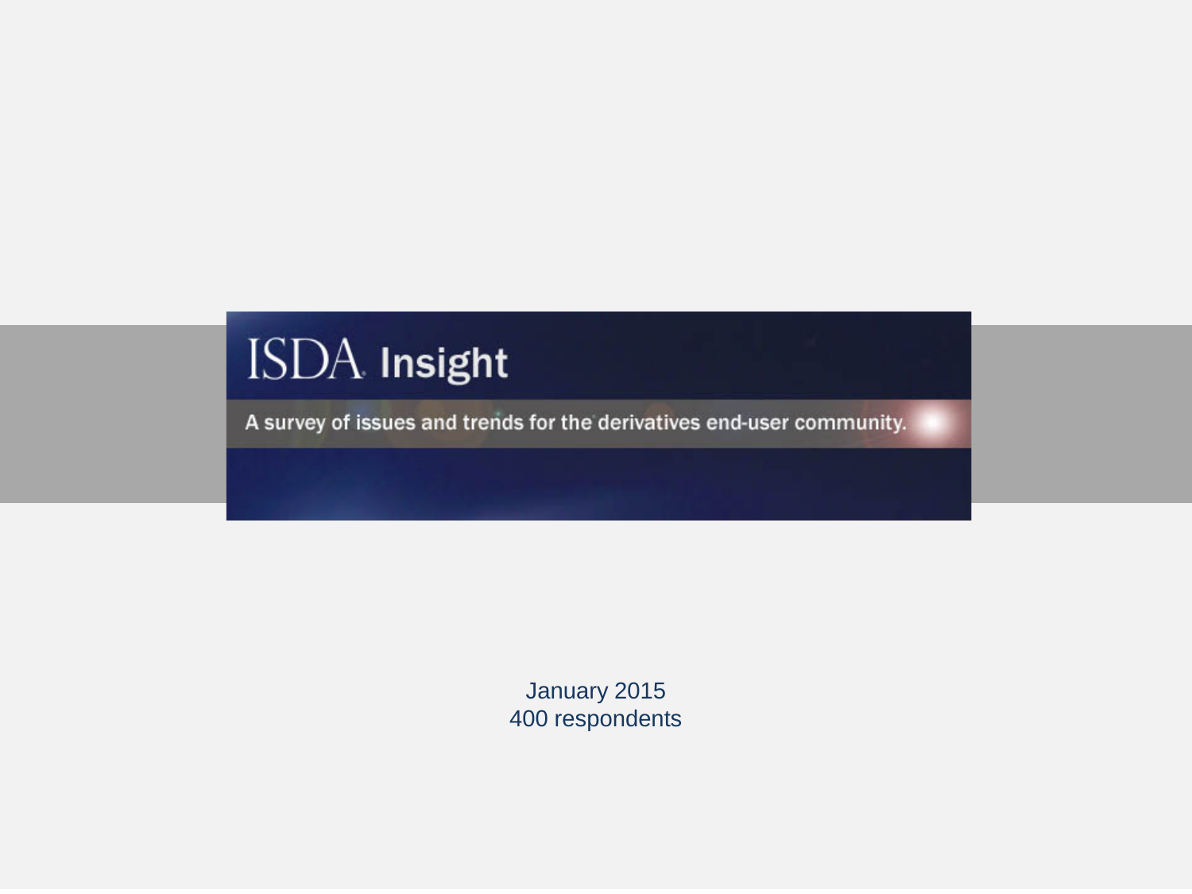# ISDA Insight

A survey of issues and trends for the derivatives end-user community.

January 2015
400 respondents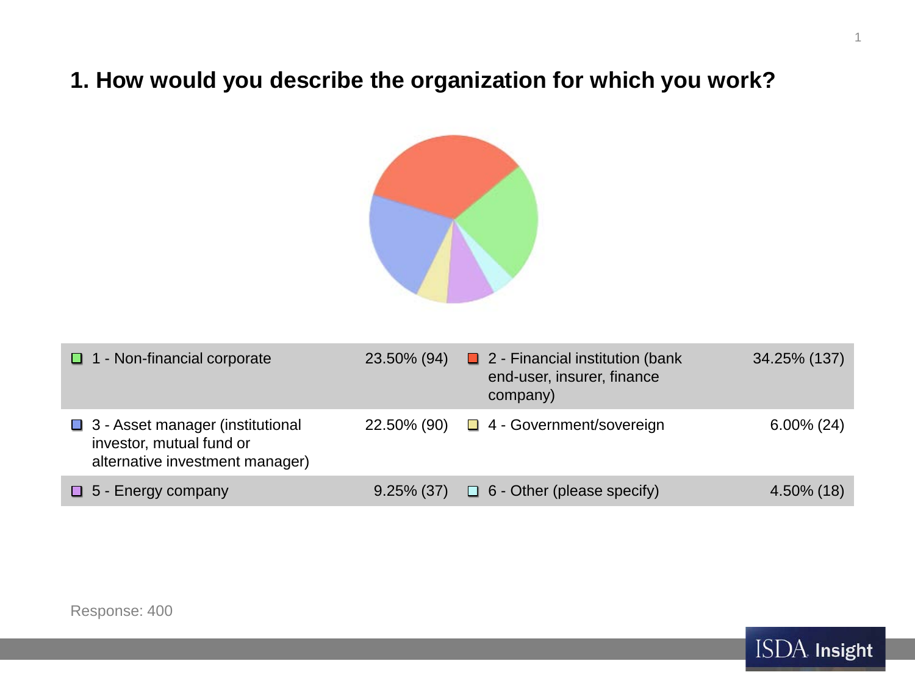# 1. How would you describe the organization for which you work?

| Response | Percentage (Count) | Response | Percentage (Count) |
| --- | --- | --- | --- |
| 1 - Non-financial corporate | 23.50% (94) | 2 - Financial institution (bank end-user, insurer, finance company) | 34.25% (137) |
| 3 - Asset manager (institutional investor, mutual fund or alternative investment manager) | 22.50% (90) | 4 - Government/sovereign | 6.00% (24) |
| 5 - Energy company | 9.25% (37) | 6 - Other (please specify) | 4.50% (18) |

Response: 400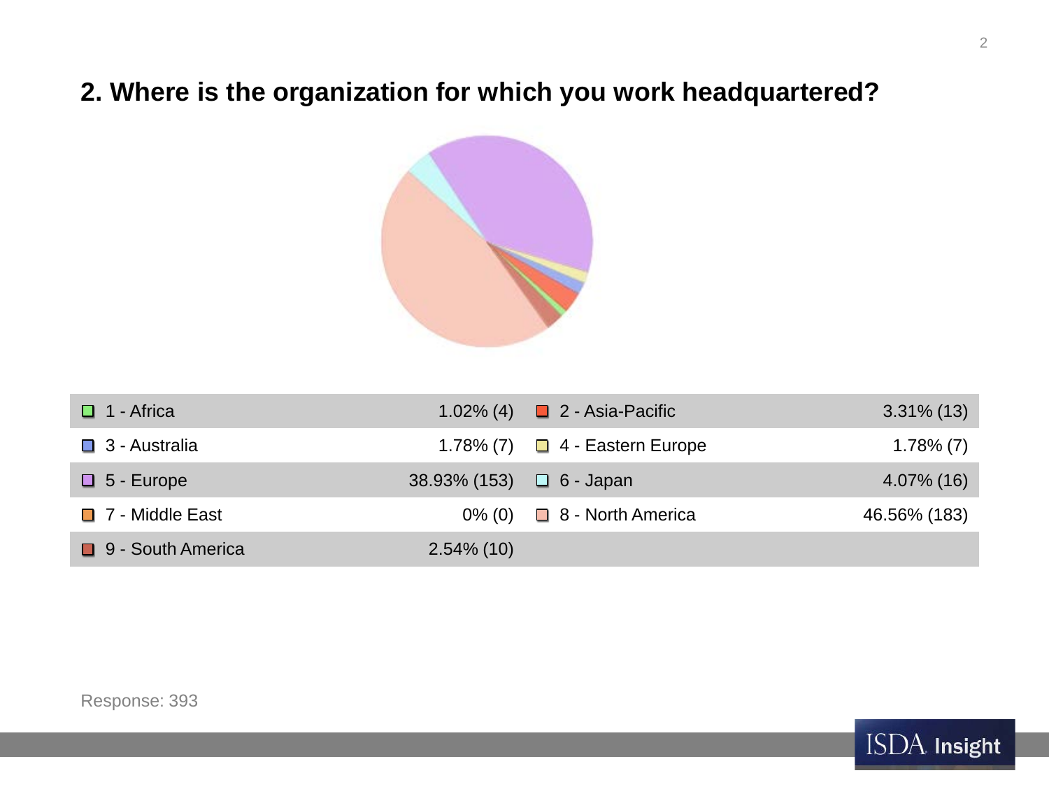## 2. Where is the organization for which you work headquartered?

| Region | Percentage (Count) | Region | Percentage (Count) |
|---|---|---|---|
| 1 - Africa | 1.02% (4) | 2 - Asia-Pacific | 3.31% (13) |
| 3 - Australia | 1.78% (7) | 4 - Eastern Europe | 1.78% (7) |
| 5 - Europe | 38.93% (153) | 6 - Japan | 4.07% (16) |
| 7 - Middle East | 0% (0) | 8 - North America | 46.56% (183) |
| 9 - South America | 2.54% (10) | | |

Response: 393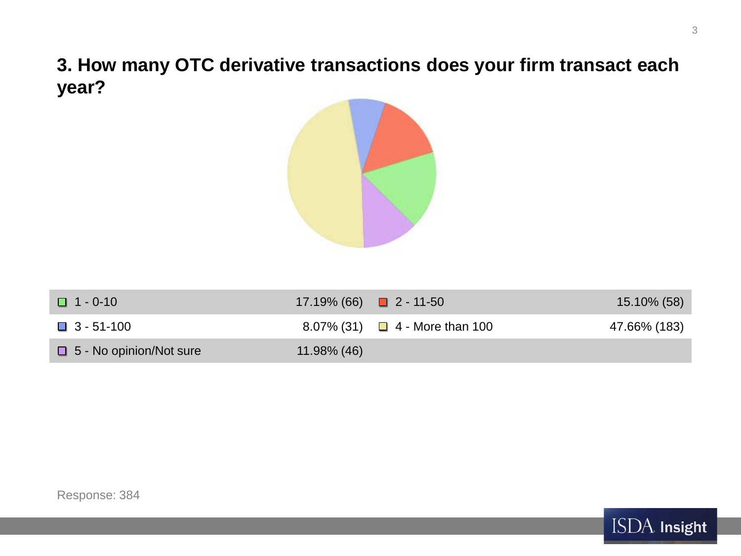## 3. How many OTC derivative transactions does your firm transact each year?

| Option | Result | Option | Result |
|---|---|---|---|
| 1 - 0-10 | 17.19% (66) | 2 - 11-50 | 15.10% (58) |
| 3 - 51-100 | 8.07% (31) | 4 - More than 100 | 47.66% (183) |
| 5 - No opinion/Not sure | 11.98% (46) | | |

Response: 384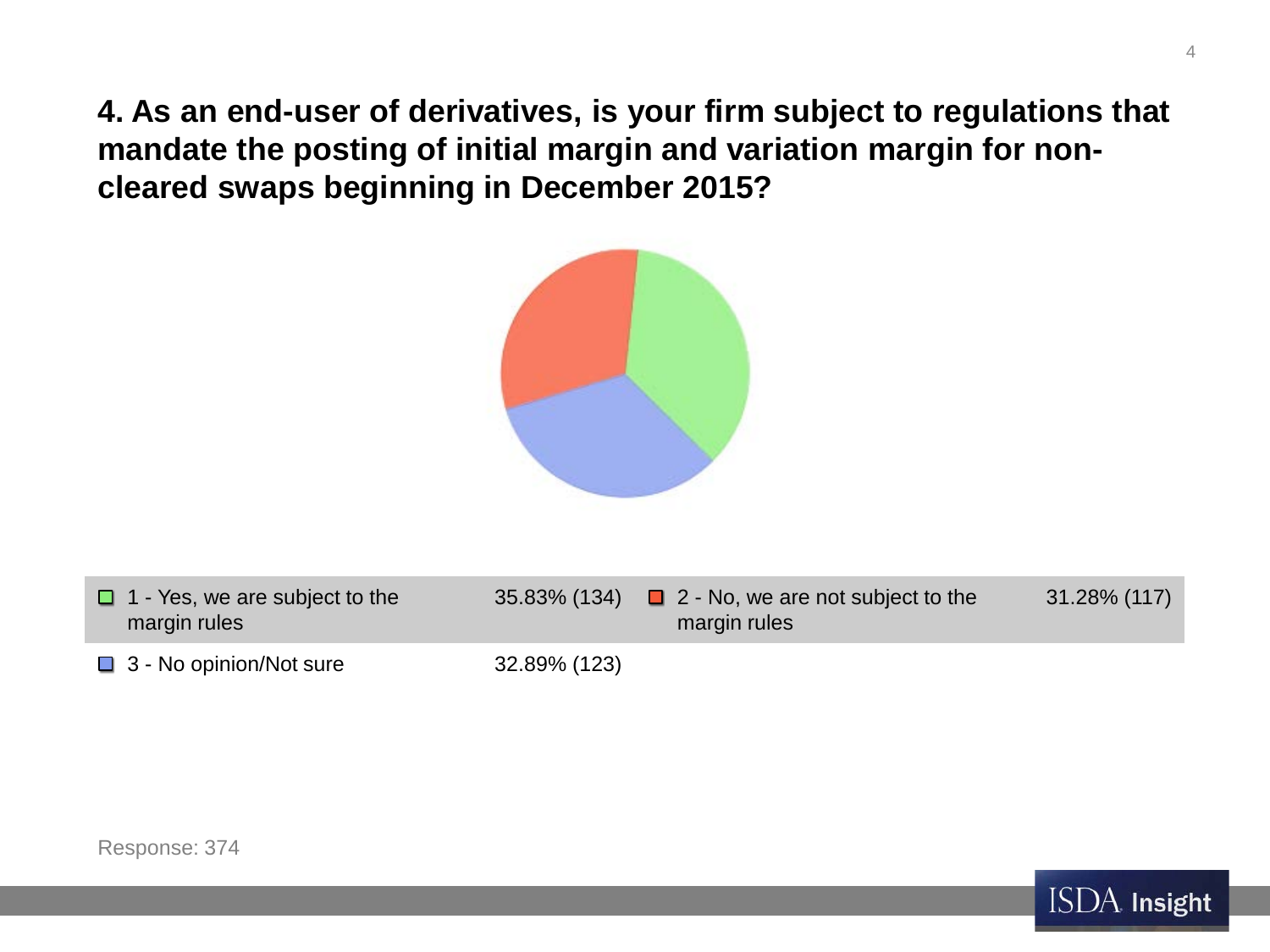## 4. As an end-user of derivatives, is your firm subject to regulations that mandate the posting of initial margin and variation margin for non-cleared swaps beginning in December 2015?

| Response | Percentage (Count) |
| --- | --- |
| 1 - Yes, we are subject to the margin rules | 35.83% (134) |
| 2 - No, we are not subject to the margin rules | 31.28% (117) |
| 3 - No opinion/Not sure | 32.89% (123) |

Response: 374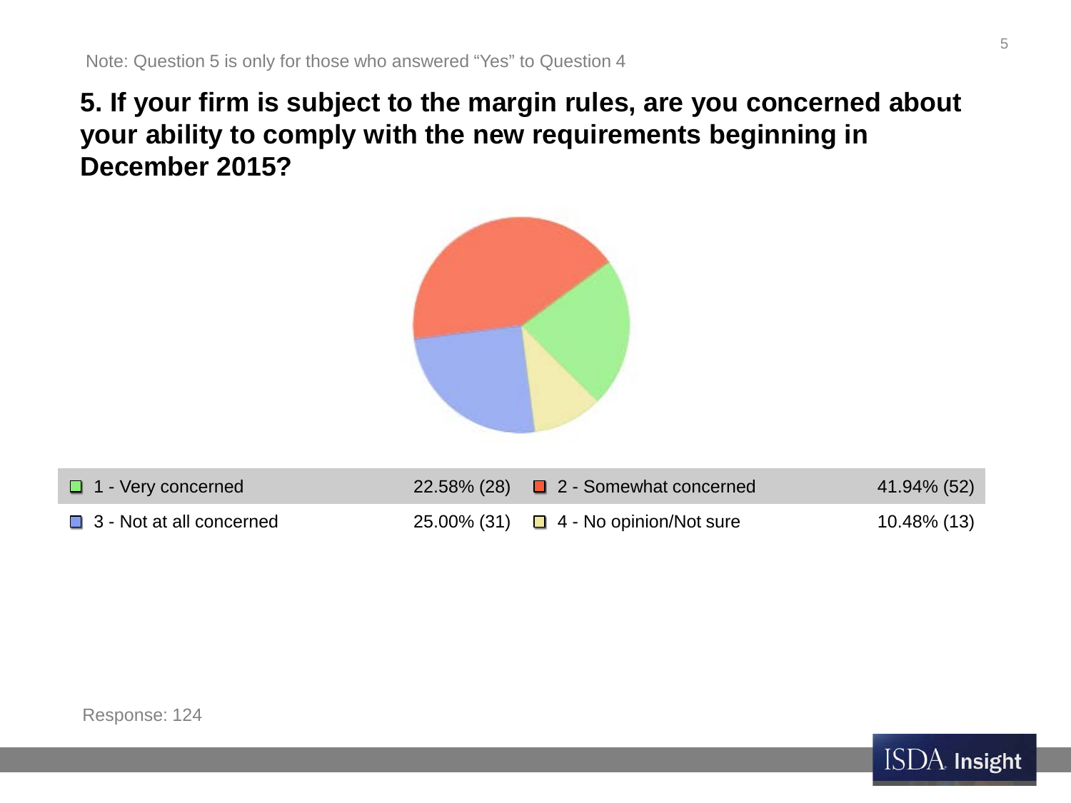Note: Question 5 is only for those who answered “Yes” to Question 4

## 5. If your firm is subject to the margin rules, are you concerned about your ability to comply with the new requirements beginning in December 2015?

| Answer | Percentage (Count) | Answer | Percentage (Count) |
| --- | --- | --- | --- |
| 1 - Very concerned | 22.58% (28) | 2 - Somewhat concerned | 41.94% (52) |
| 3 - Not at all concerned | 25.00% (31) | 4 - No opinion/Not sure | 10.48% (13) |

Response: 124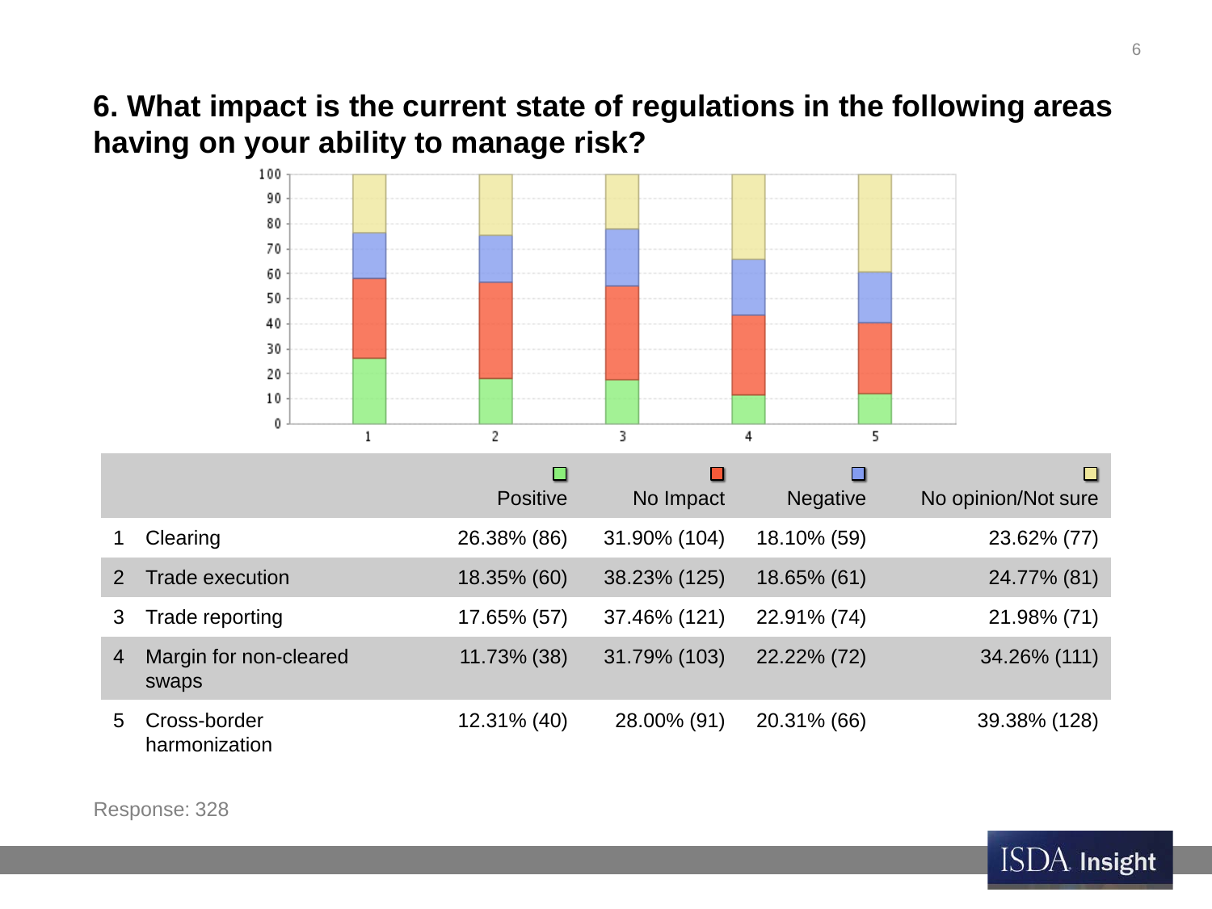## 6. What impact is the current state of regulations in the following areas having on your ability to manage risk?

| | | Positive | No Impact | Negative | No opinion/Not sure |
|---|---|---|---|---|---|
| 1 | Clearing | 26.38% (86) | 31.90% (104) | 18.10% (59) | 23.62% (77) |
| 2 | Trade execution | 18.35% (60) | 38.23% (125) | 18.65% (61) | 24.77% (81) |
| 3 | Trade reporting | 17.65% (57) | 37.46% (121) | 22.91% (74) | 21.98% (71) |
| 4 | Margin for non-cleared swaps | 11.73% (38) | 31.79% (103) | 22.22% (72) | 34.26% (111) |
| 5 | Cross-border harmonization | 12.31% (40) | 28.00% (91) | 20.31% (66) | 39.38% (128) |

Response: 328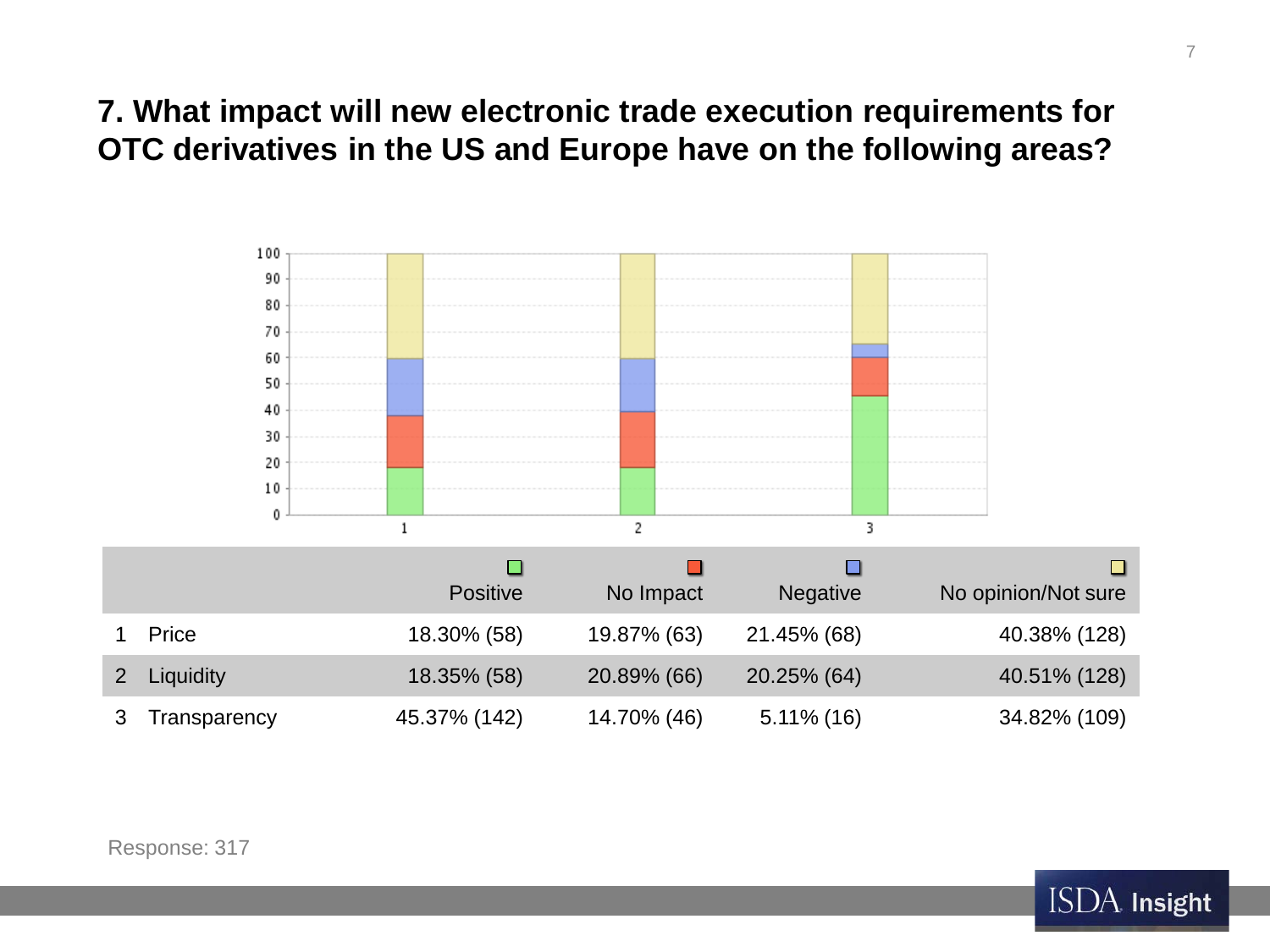## 7. What impact will new electronic trade execution requirements for OTC derivatives in the US and Europe have on the following areas?

| | | Positive | No Impact | Negative | No opinion/Not sure |
|---|---|---|---|---|---|
| 1 | Price | 18.30% (58) | 19.87% (63) | 21.45% (68) | 40.38% (128) |
| 2 | Liquidity | 18.35% (58) | 20.89% (66) | 20.25% (64) | 40.51% (128) |
| 3 | Transparency | 45.37% (142) | 14.70% (46) | 5.11% (16) | 34.82% (109) |

Response: 317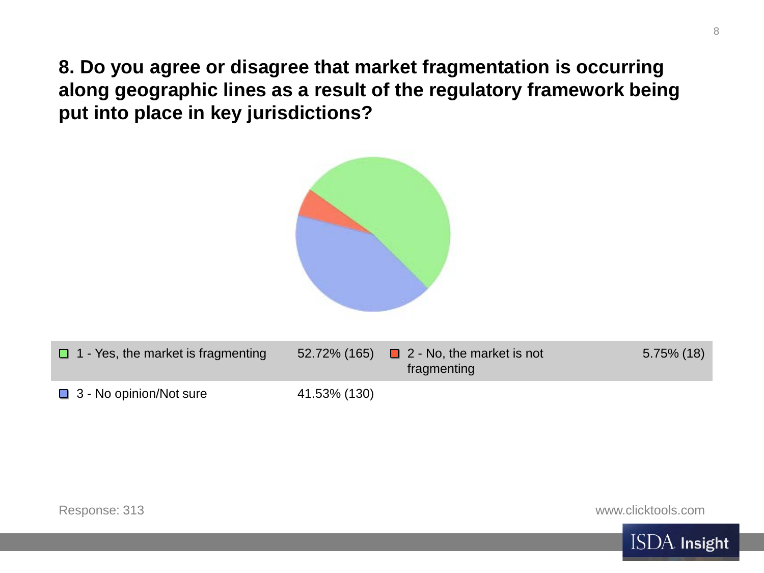## 8. Do you agree or disagree that market fragmentation is occurring along geographic lines as a result of the regulatory framework being put into place in key jurisdictions?

| Response | Percentage (Count) |
|---|---|
| 1 - Yes, the market is fragmenting | 52.72% (165) |
| 2 - No, the market is not fragmenting | 5.75% (18) |
| 3 - No opinion/Not sure | 41.53% (130) |

Response: 313

www.clicktools.com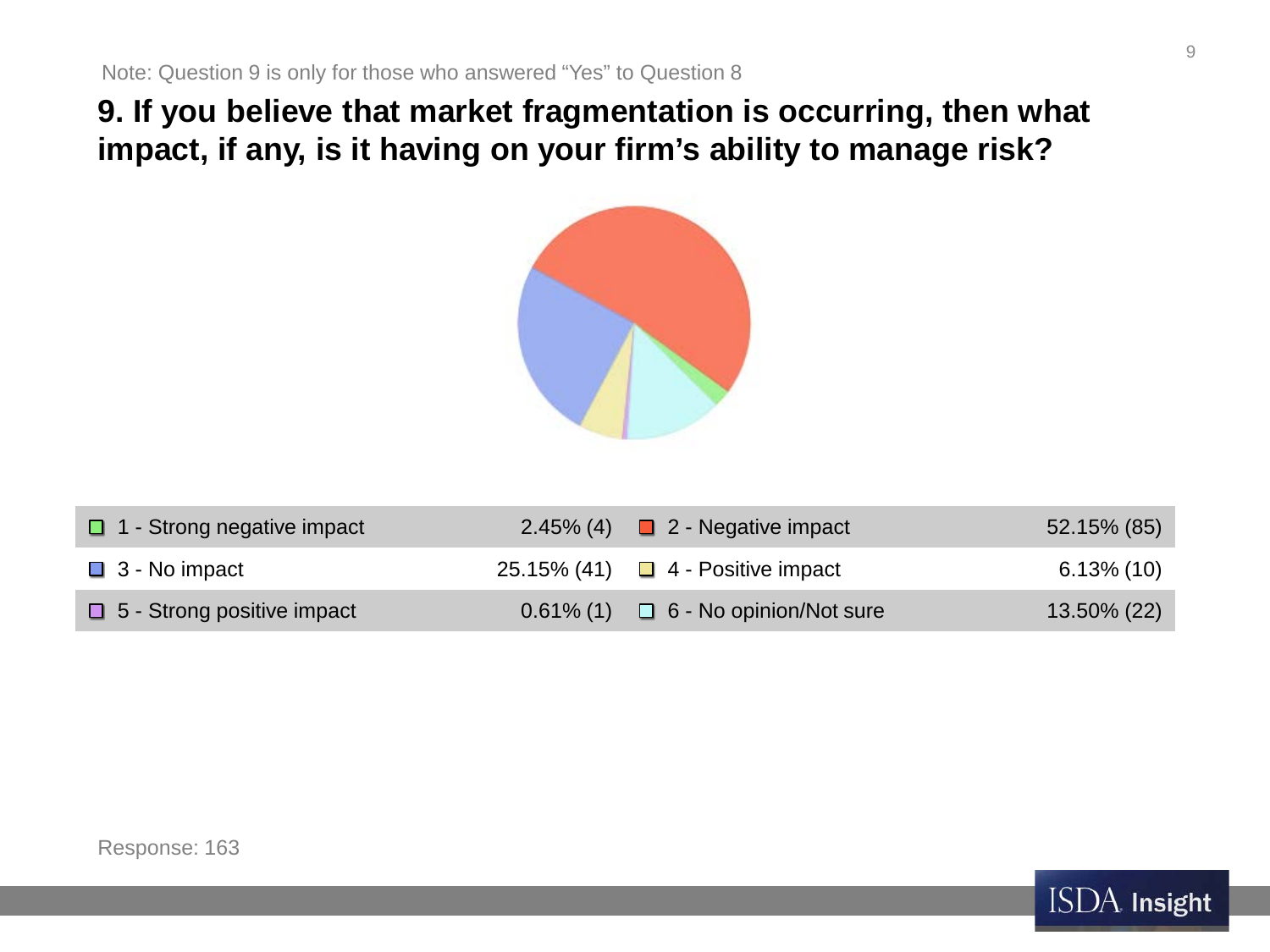Note: Question 9 is only for those who answered "Yes" to Question 8

## 9. If you believe that market fragmentation is occurring, then what impact, if any, is it having on your firm's ability to manage risk?

| Response | Percentage (Count) | Response | Percentage (Count) |
|---|---|---|---|
| 1 - Strong negative impact | 2.45% (4) | 2 - Negative impact | 52.15% (85) |
| 3 - No impact | 25.15% (41) | 4 - Positive impact | 6.13% (10) |
| 5 - Strong positive impact | 0.61% (1) | 6 - No opinion/Not sure | 13.50% (22) |

Response: 163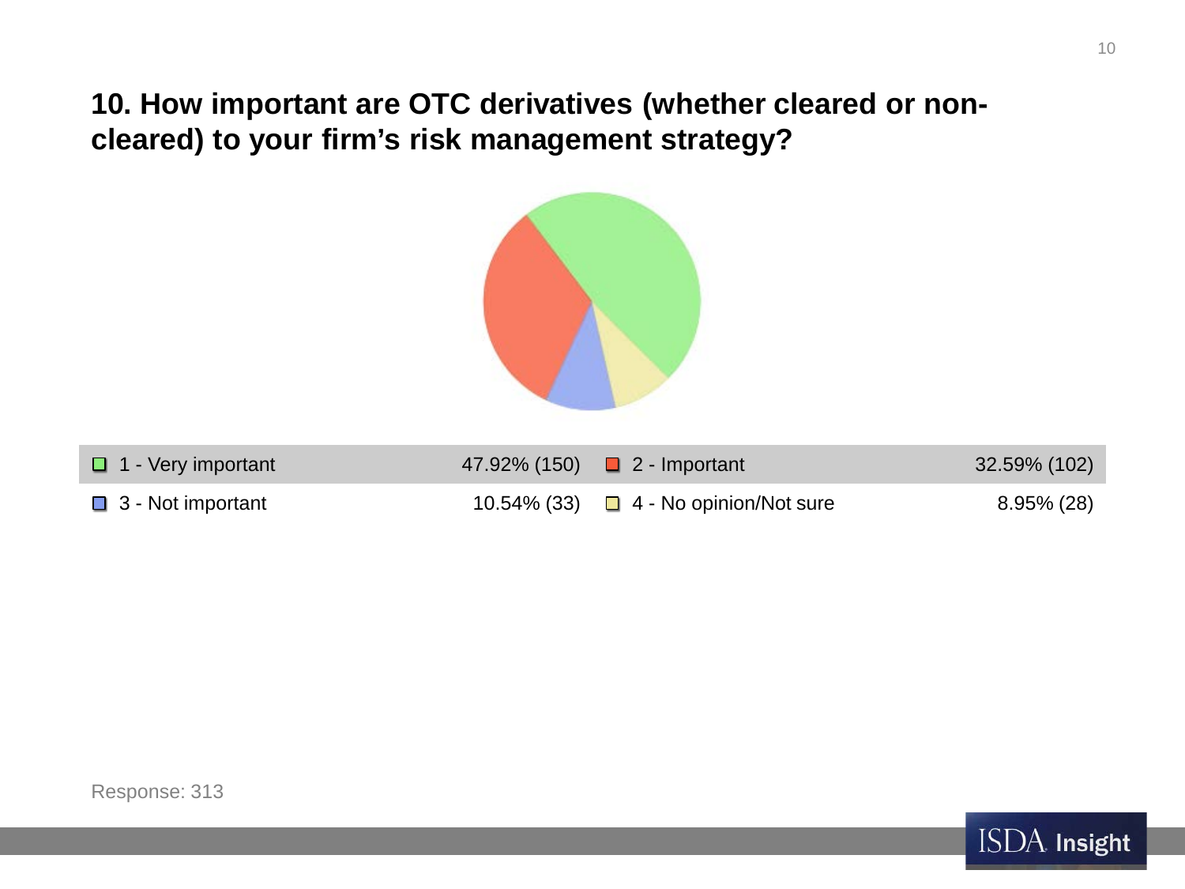## 10. How important are OTC derivatives (whether cleared or non-cleared) to your firm's risk management strategy?

| Response | Percentage (Count) |
| --- | --- |
| 1 - Very important | 47.92% (150) |
| 2 - Important | 32.59% (102) |
| 3 - Not important | 10.54% (33) |
| 4 - No opinion/Not sure | 8.95% (28) |

Response: 313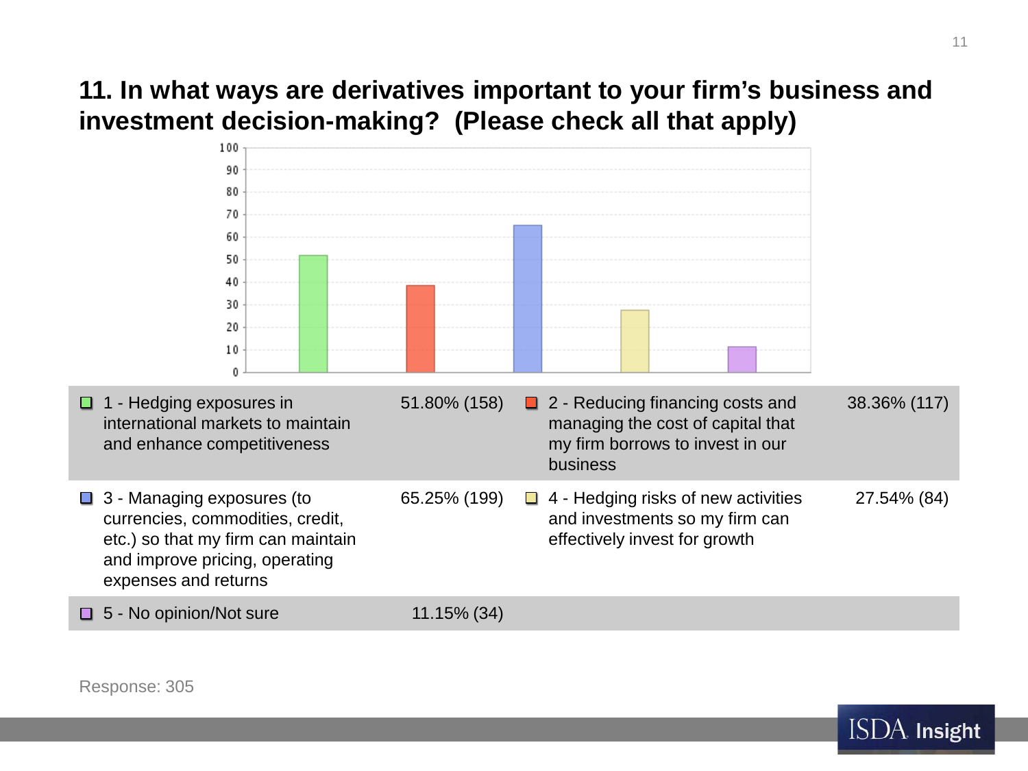## 11. In what ways are derivatives important to your firm's business and investment decision-making? (Please check all that apply)

| Option | Percentage (Count) |
|---|---|
| 1 - Hedging exposures in international markets to maintain and enhance competitiveness | 51.80% (158) |
| 2 - Reducing financing costs and managing the cost of capital that my firm borrows to invest in our business | 38.36% (117) |
| 3 - Managing exposures (to currencies, commodities, credit, etc.) so that my firm can maintain and improve pricing, operating expenses and returns | 65.25% (199) |
| 4 - Hedging risks of new activities and investments so my firm can effectively invest for growth | 27.54% (84) |
| 5 - No opinion/Not sure | 11.15% (34) |

Response: 305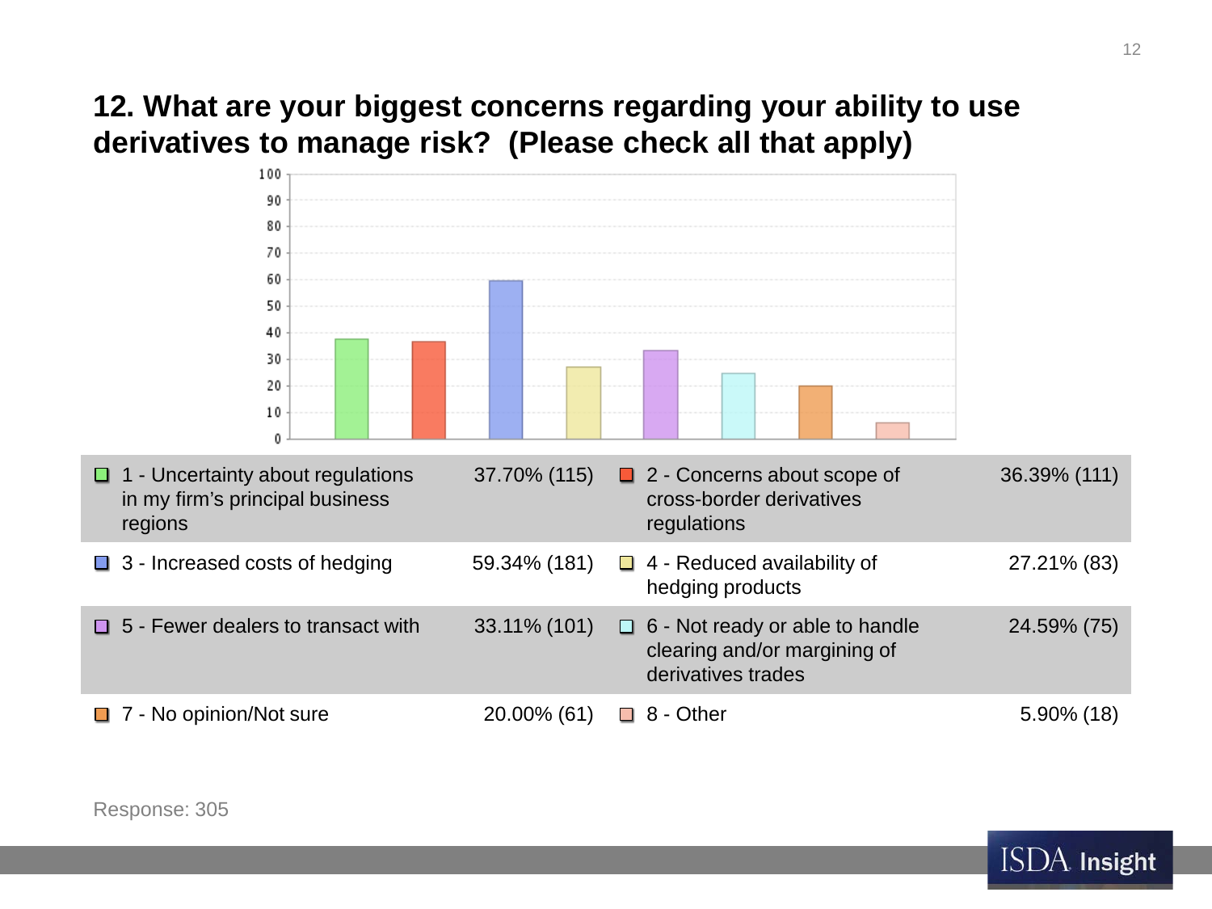## 12. What are your biggest concerns regarding your ability to use derivatives to manage risk? (Please check all that apply)

| Option | Response | Option | Response |
|---|---|---|---|
| 1 - Uncertainty about regulations in my firm's principal business regions | 37.70% (115) | 2 - Concerns about scope of cross-border derivatives regulations | 36.39% (111) |
| 3 - Increased costs of hedging | 59.34% (181) | 4 - Reduced availability of hedging products | 27.21% (83) |
| 5 - Fewer dealers to transact with | 33.11% (101) | 6 - Not ready or able to handle clearing and/or margining of derivatives trades | 24.59% (75) |
| 7 - No opinion/Not sure | 20.00% (61) | 8 - Other | 5.90% (18) |

Response: 305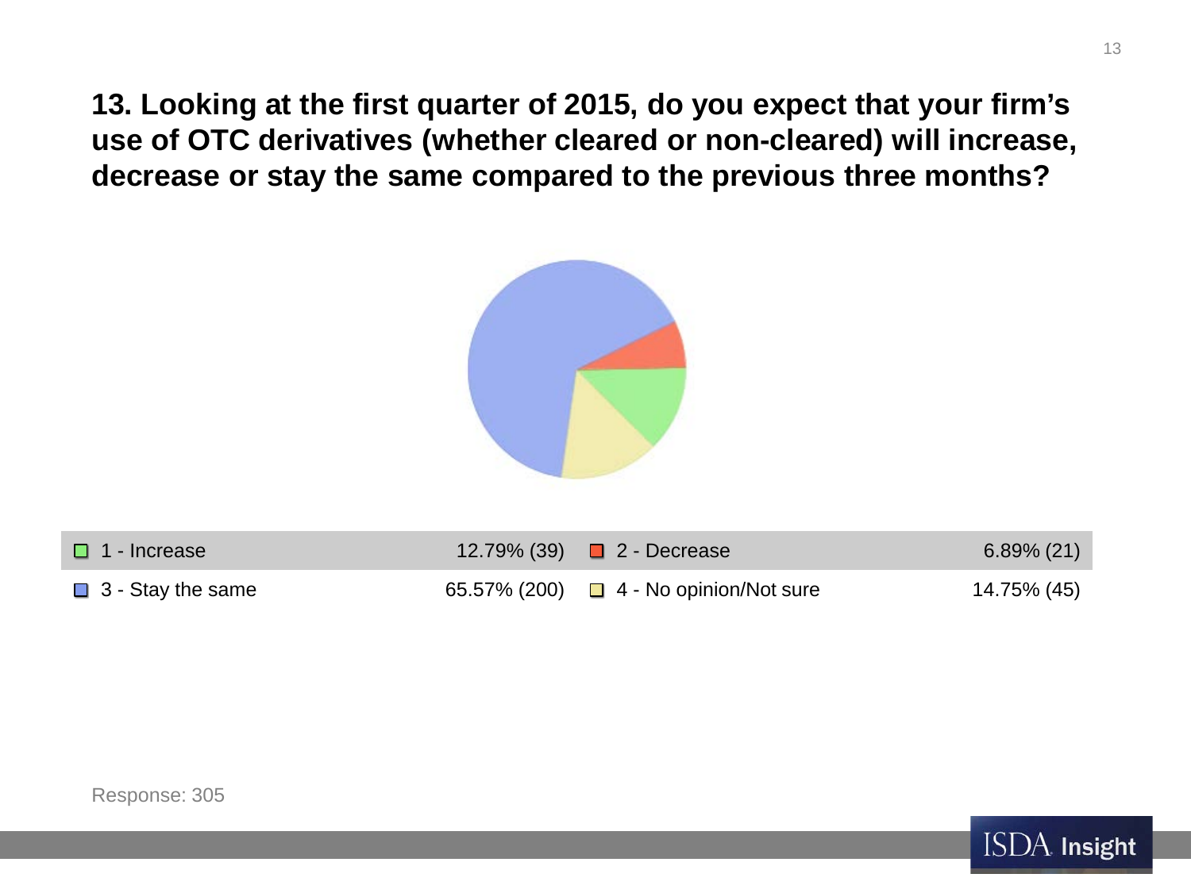## 13. Looking at the first quarter of 2015, do you expect that your firm's use of OTC derivatives (whether cleared or non-cleared) will increase, decrease or stay the same compared to the previous three months?

1 - Increase 12.79% (39)

2 - Decrease 6.89% (21)

3 - Stay the same 65.57% (200)

4 - No opinion/Not sure 14.75% (45)

Response: 305